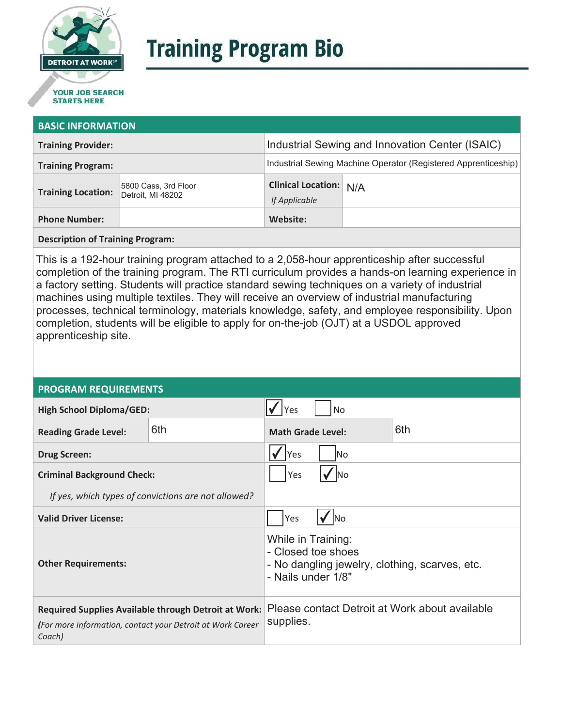DETROIT AT WORK℠

YOUR JOB SEARCH STARTS HERE

# Training Program Bio

## BASIC INFORMATION

| | | | |
|---|---|---|---|
| **Training Provider:** | | Industrial Sewing and Innovation Center (ISAIC) | |
| **Training Program:** | | Industrial Sewing Machine Operator (Registered Apprenticeship) | |
| **Training Location:** | 5800 Cass, 3rd Floor<br>Detroit, MI 48202 | **Clinical Location:** *If Applicable* | N/A |
| **Phone Number:** | | **Website:** | |

**Description of Training Program:**

This is a 192-hour training program attached to a 2,058-hour apprenticeship after successful completion of the training program. The RTI curriculum provides a hands-on learning experience in a factory setting. Students will practice standard sewing techniques on a variety of industrial machines using multiple textiles. They will receive an overview of industrial manufacturing processes, technical terminology, materials knowledge, safety, and employee responsibility. Upon completion, students will be eligible to apply for on-the-job (OJT) at a USDOL approved apprenticeship site.

## PROGRAM REQUIREMENTS

| | | | |
|---|---|---|---|
| **High School Diploma/GED:** | | ☑ Yes ☐ No | |
| **Reading Grade Level:** | 6th | **Math Grade Level:** | 6th |
| **Drug Screen:** | | ☑ Yes ☐ No | |
| **Criminal Background Check:** | | ☐ Yes ☑ No | |
| *If yes, which types of convictions are not allowed?* | | | |
| **Valid Driver License:** | | ☐ Yes ☑ No | |
| **Other Requirements:** | | While in Training:<br>- Closed toe shoes<br>- No dangling jewelry, clothing, scarves, etc.<br>- Nails under 1/8" | |
| **Required Supplies Available through Detroit at Work:**<br>*(For more information, contact your Detroit at Work Career Coach)* | | Please contact Detroit at Work about available supplies. | |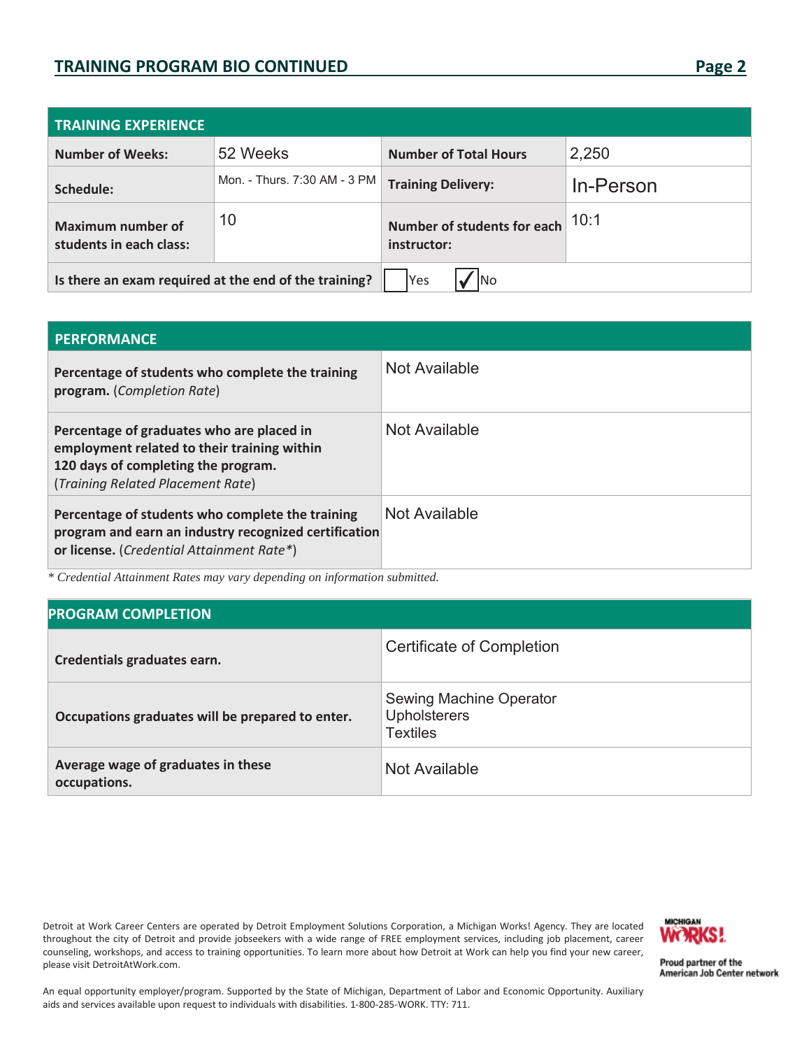## TRAINING PROGRAM BIO CONTINUED

| TRAINING EXPERIENCE | | | |
|---|---|---|---|
| **Number of Weeks:** | 52 Weeks | **Number of Total Hours** | 2,250 |
| **Schedule:** | Mon. - Thurs. 7:30 AM - 3 PM | **Training Delivery:** | In-Person |
| **Maximum number of students in each class:** | 10 | **Number of students for each instructor:** | 10:1 |
| **Is there an exam required at the end of the training?** | ☐ Yes ☑ No | | |

| PERFORMANCE | |
|---|---|
| **Percentage of students who complete the training program.** (*Completion Rate*) | Not Available |
| **Percentage of graduates who are placed in employment related to their training within 120 days of completing the program.** (*Training Related Placement Rate*) | Not Available |
| **Percentage of students who complete the training program and earn an industry recognized certification or license.** (*Credential Attainment Rate\**) | Not Available |

*\* Credential Attainment Rates may vary depending on information submitted.*

| PROGRAM COMPLETION | |
|---|---|
| **Credentials graduates earn.** | Certificate of Completion |
| **Occupations graduates will be prepared to enter.** | Sewing Machine Operator<br>Upholsterers<br>Textiles |
| **Average wage of graduates in these occupations.** | Not Available |

Detroit at Work Career Centers are operated by Detroit Employment Solutions Corporation, a Michigan Works! Agency. They are located throughout the city of Detroit and provide jobseekers with a wide range of FREE employment services, including job placement, career counseling, workshops, and access to training opportunities. To learn more about how Detroit at Work can help you find your new career, please visit DetroitAtWork.com.

MICHIGAN WORKS! Proud partner of the American Job Center network

An equal opportunity employer/program. Supported by the State of Michigan, Department of Labor and Economic Opportunity. Auxiliary aids and services available upon request to individuals with disabilities. 1-800-285-WORK. TTY: 711.